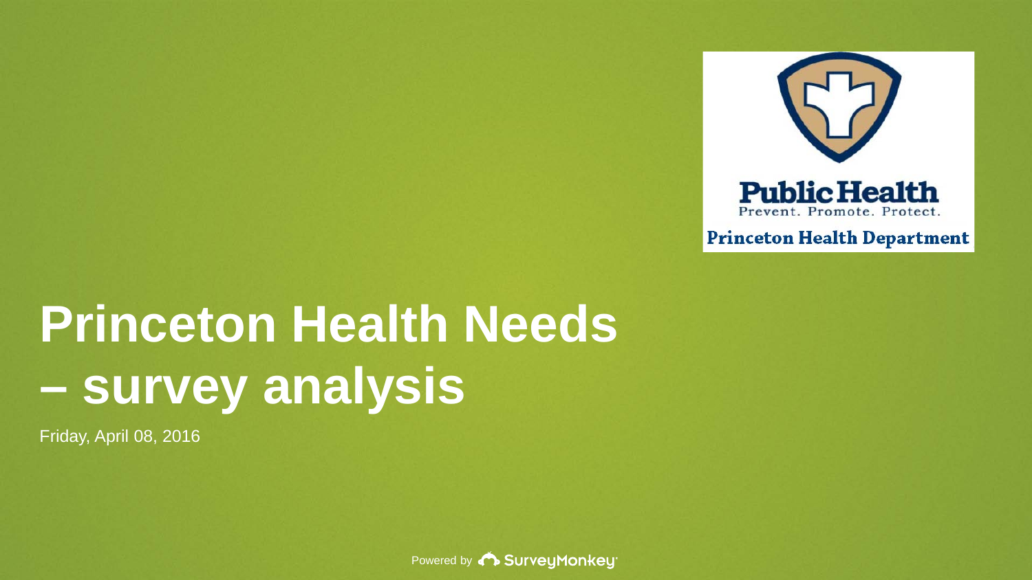Public Health

Prevent. Promote. Protect.

Princeton Health Department

# Princeton Health Needs – survey analysis

Friday, April 08, 2016

Powered by SurveyMonkey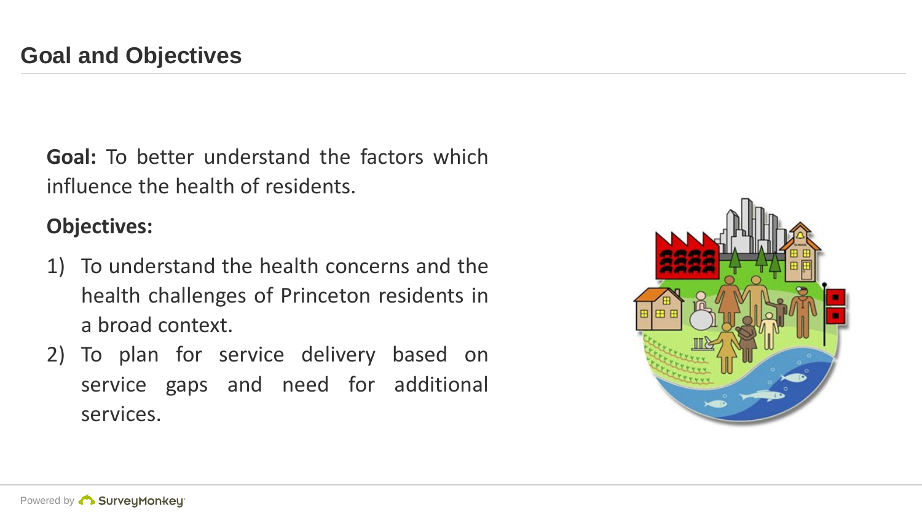## Goal and Objectives

**Goal:** To better understand the factors which influence the health of residents.

**Objectives:**

1) To understand the health concerns and the health challenges of Princeton residents in a broad context.
2) To plan for service delivery based on service gaps and need for additional services.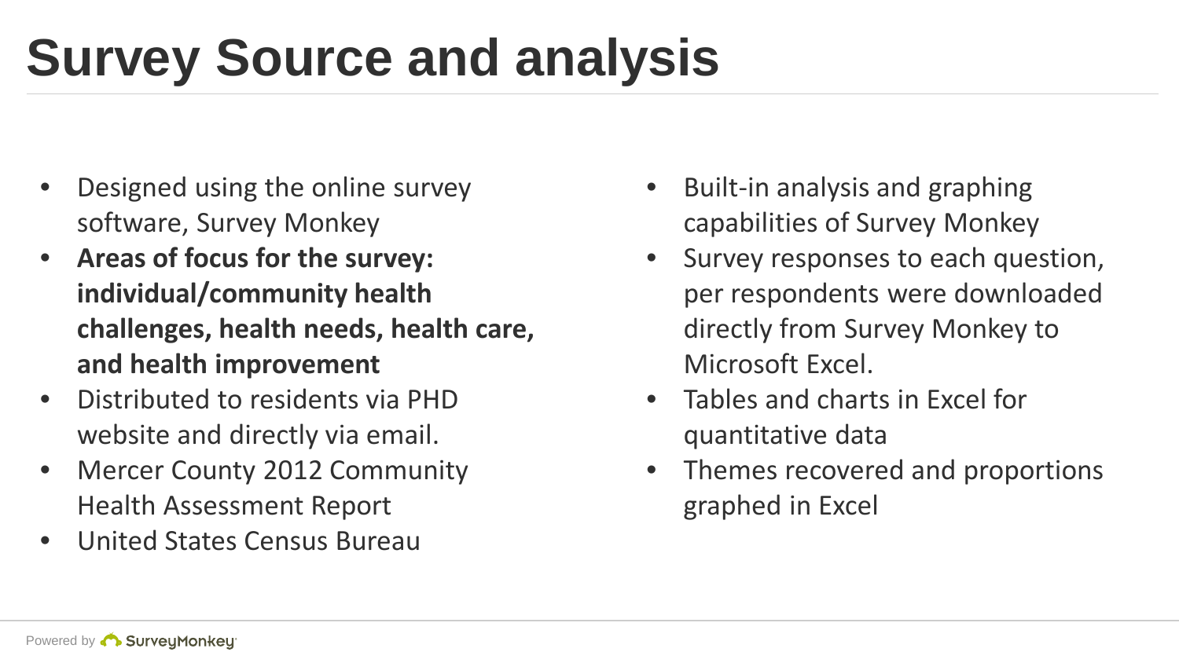# Survey Source and analysis

- Designed using the online survey software, Survey Monkey
- **Areas of focus for the survey: individual/community health challenges, health needs, health care, and health improvement**
- Distributed to residents via PHD website and directly via email.
- Mercer County 2012 Community Health Assessment Report
- United States Census Bureau

- Built-in analysis and graphing capabilities of Survey Monkey
- Survey responses to each question, per respondents were downloaded directly from Survey Monkey to Microsoft Excel.
- Tables and charts in Excel for quantitative data
- Themes recovered and proportions graphed in Excel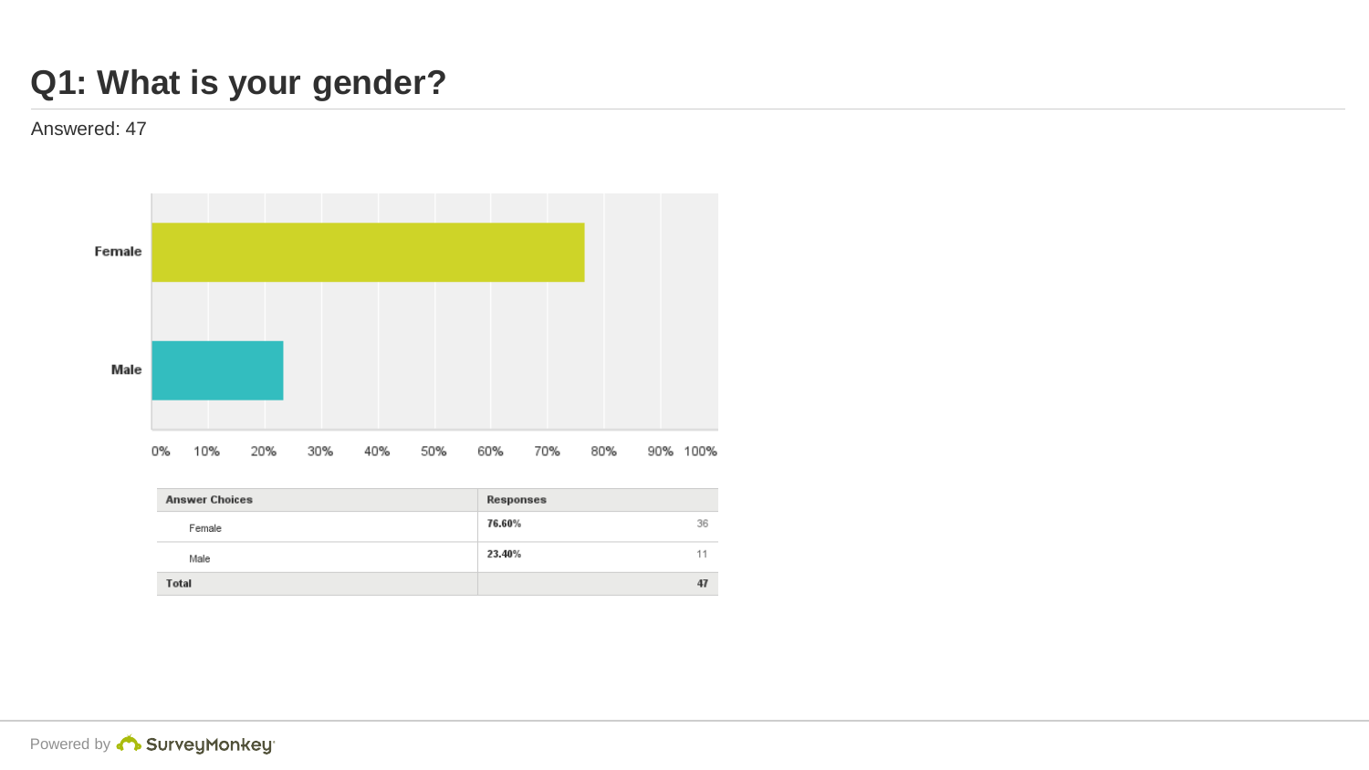# Q1: What is your gender?

Answered: 47

| Answer Choices | Responses | |
|---|---|---|
| Female | 76.60% | 36 |
| Male | 23.40% | 11 |
| **Total** | | **47** |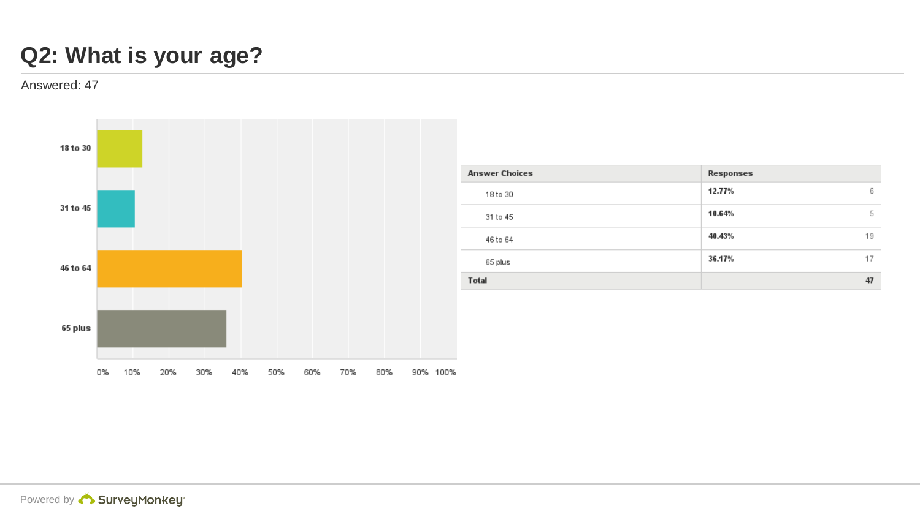# Q2: What is your age?

Answered: 47

| Answer Choices | Responses | |
|---|---|---|
| 18 to 30 | 12.77% | 6 |
| 31 to 45 | 10.64% | 5 |
| 46 to 64 | 40.43% | 19 |
| 65 plus | 36.17% | 17 |
| Total | | 47 |

Powered by SurveyMonkey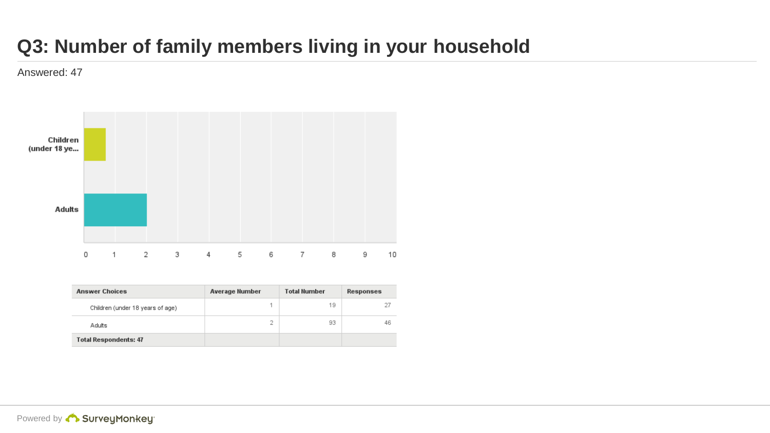# Q3: Number of family members living in your household

Answered: 47

| Answer Choices | Average Number | Total Number | Responses |
|---|---|---|---|
| Children (under 18 years of age) | 1 | 19 | 27 |
| Adults | 2 | 93 | 46 |
| **Total Respondents: 47** | | | |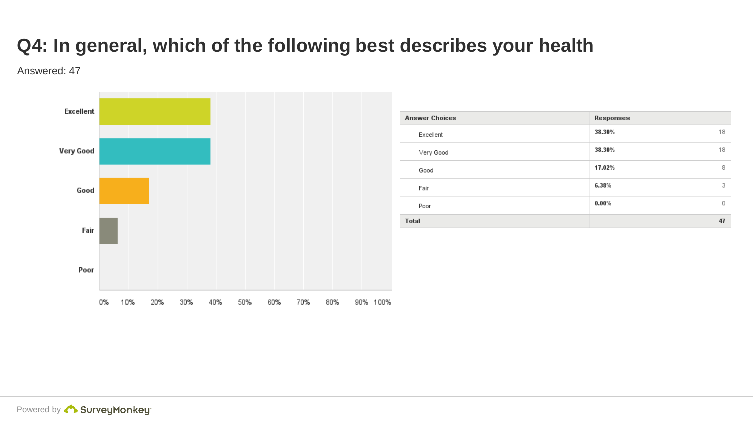# Q4: In general, which of the following best describes your health

Answered: 47

| Answer Choices | Responses | |
|---|---|---|
| Excellent | 38.30% | 18 |
| Very Good | 38.30% | 18 |
| Good | 17.02% | 8 |
| Fair | 6.38% | 3 |
| Poor | 0.00% | 0 |
| **Total** | | **47** |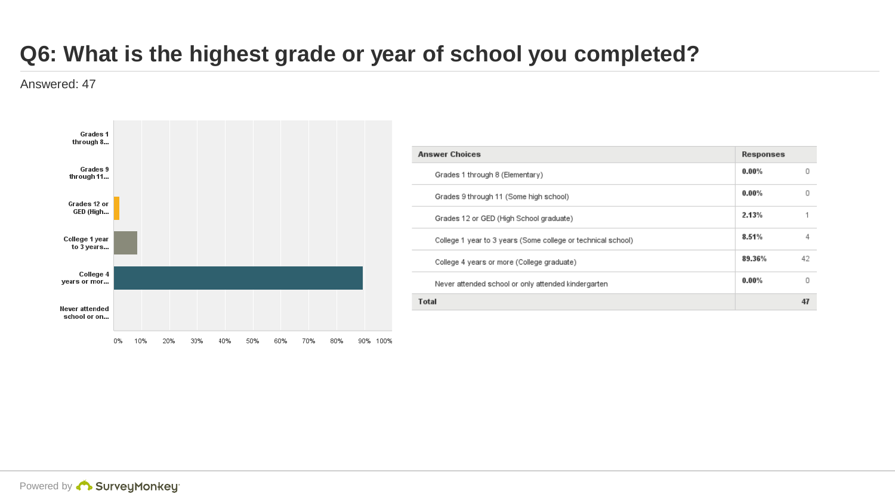# Q6: What is the highest grade or year of school you completed?

Answered: 47

| Answer Choices | Responses | |
|---|---|---|
| Grades 1 through 8 (Elementary) | 0.00% | 0 |
| Grades 9 through 11 (Some high school) | 0.00% | 0 |
| Grades 12 or GED (High School graduate) | 2.13% | 1 |
| College 1 year to 3 years (Some college or technical school) | 8.51% | 4 |
| College 4 years or more (College graduate) | 89.36% | 42 |
| Never attended school or only attended kindergarten | 0.00% | 0 |
| **Total** | | **47** |

Powered by SurveyMonkey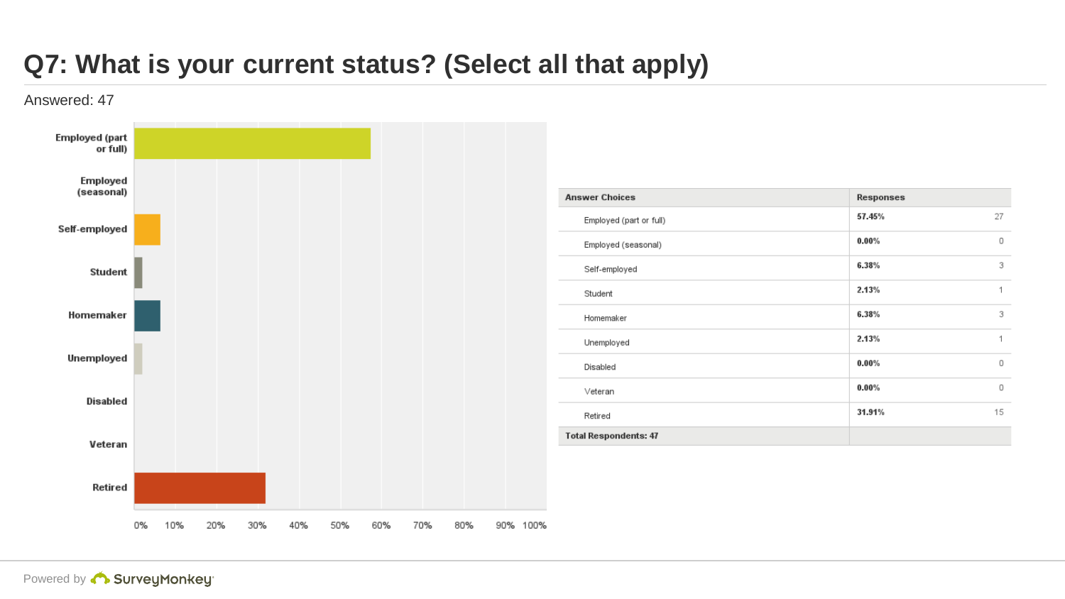# Q7: What is your current status? (Select all that apply)

Answered: 47

| Answer Choices | Responses | |
|---|---|---|
| Employed (part or full) | 57.45% | 27 |
| Employed (seasonal) | 0.00% | 0 |
| Self-employed | 6.38% | 3 |
| Student | 2.13% | 1 |
| Homemaker | 6.38% | 3 |
| Unemployed | 2.13% | 1 |
| Disabled | 0.00% | 0 |
| Veteran | 0.00% | 0 |
| Retired | 31.91% | 15 |
| **Total Respondents: 47** | | |

Powered by SurveyMonkey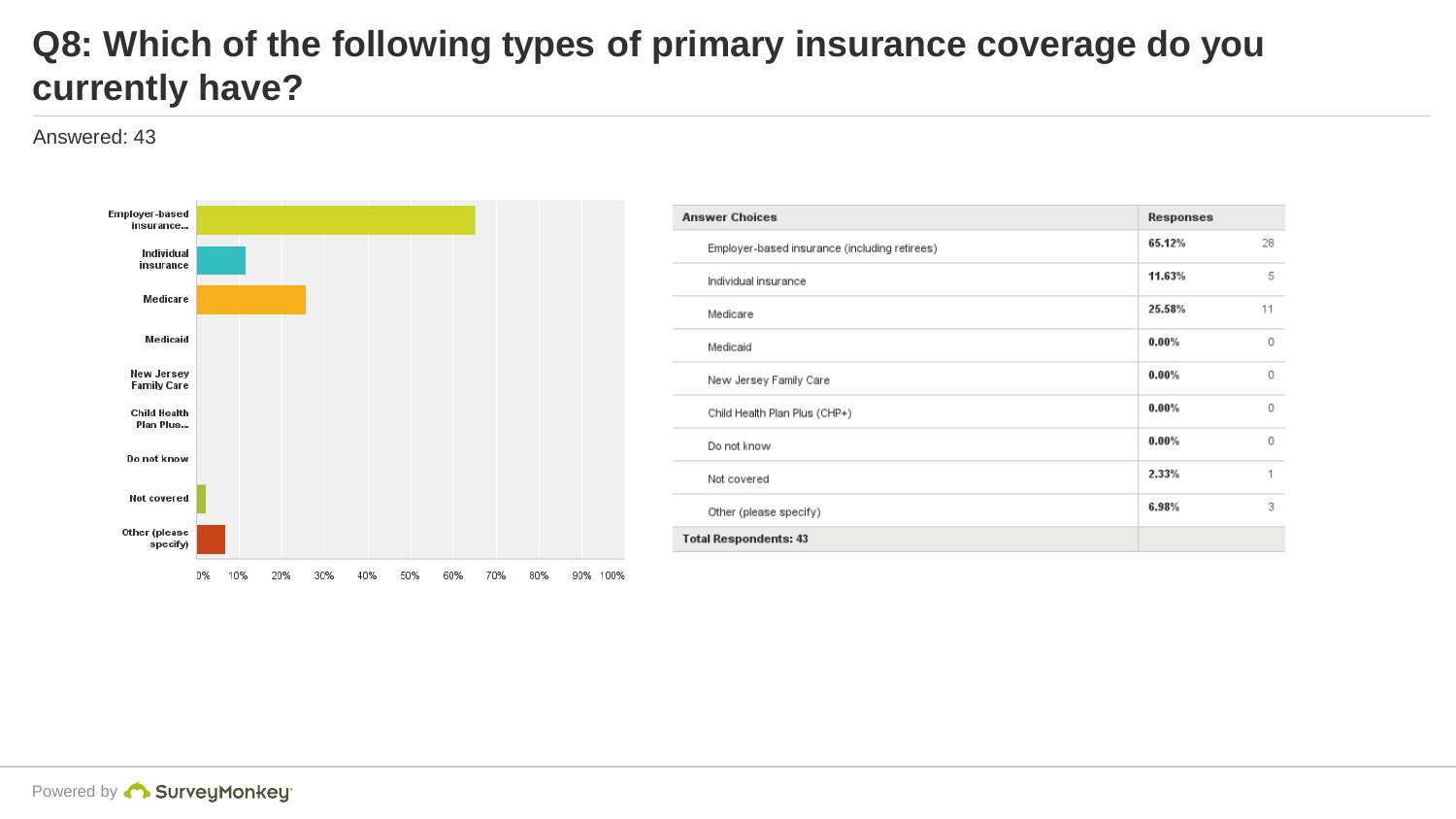# Q8: Which of the following types of primary insurance coverage do you currently have?

Answered: 43

| Answer Choices | Responses | |
|---|---|---|
| Employer-based insurance (including retirees) | 65.12% | 28 |
| Individual insurance | 11.63% | 5 |
| Medicare | 25.58% | 11 |
| Medicaid | 0.00% | 0 |
| New Jersey Family Care | 0.00% | 0 |
| Child Health Plan Plus (CHP+) | 0.00% | 0 |
| Do not know | 0.00% | 0 |
| Not covered | 2.33% | 1 |
| Other (please specify) | 6.98% | 3 |
| Total Respondents: 43 | | |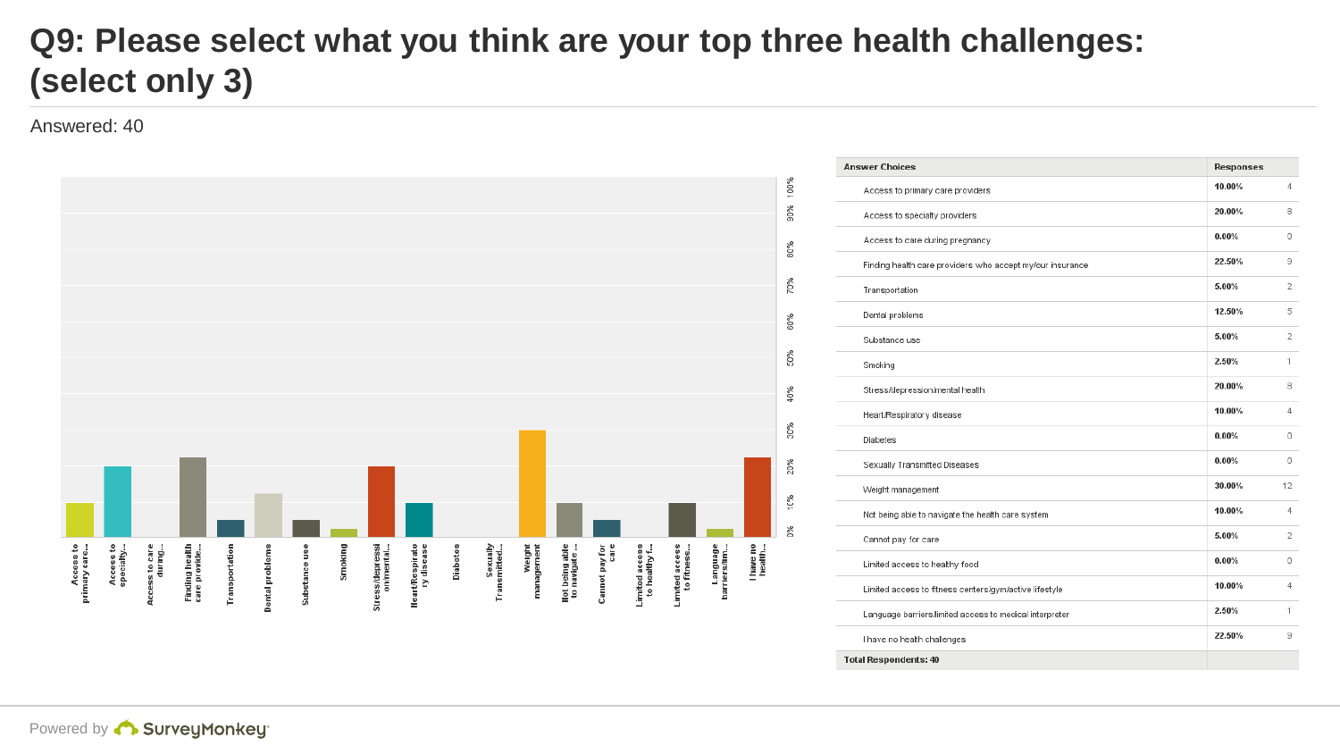# Q9: Please select what you think are your top three health challenges: (select only 3)

Answered: 40

| Answer Choices | Responses | |
|---|---|---|
| Access to primary care providers | 10.00% | 4 |
| Access to specialty providers | 20.00% | 8 |
| Access to care during pregnancy | 0.00% | 0 |
| Finding health care providers who accept my/our insurance | 22.50% | 9 |
| Transportation | 5.00% | 2 |
| Dental problems | 12.50% | 5 |
| Substance use | 5.00% | 2 |
| Smoking | 2.50% | 1 |
| Stress/depression/mental health | 20.00% | 8 |
| Heart/Respiratory disease | 10.00% | 4 |
| Diabetes | 0.00% | 0 |
| Sexually Transmitted Diseases | 0.00% | 0 |
| Weight management | 30.00% | 12 |
| Not being able to navigate the health care system | 10.00% | 4 |
| Cannot pay for care | 5.00% | 2 |
| Limited access to healthy food | 0.00% | 0 |
| Limited access to fitness centers/gym/active lifestyle | 10.00% | 4 |
| Language barriers/limited access to medical interpreter | 2.50% | 1 |
| I have no health challenges | 22.50% | 9 |
| Total Respondents: 40 | | |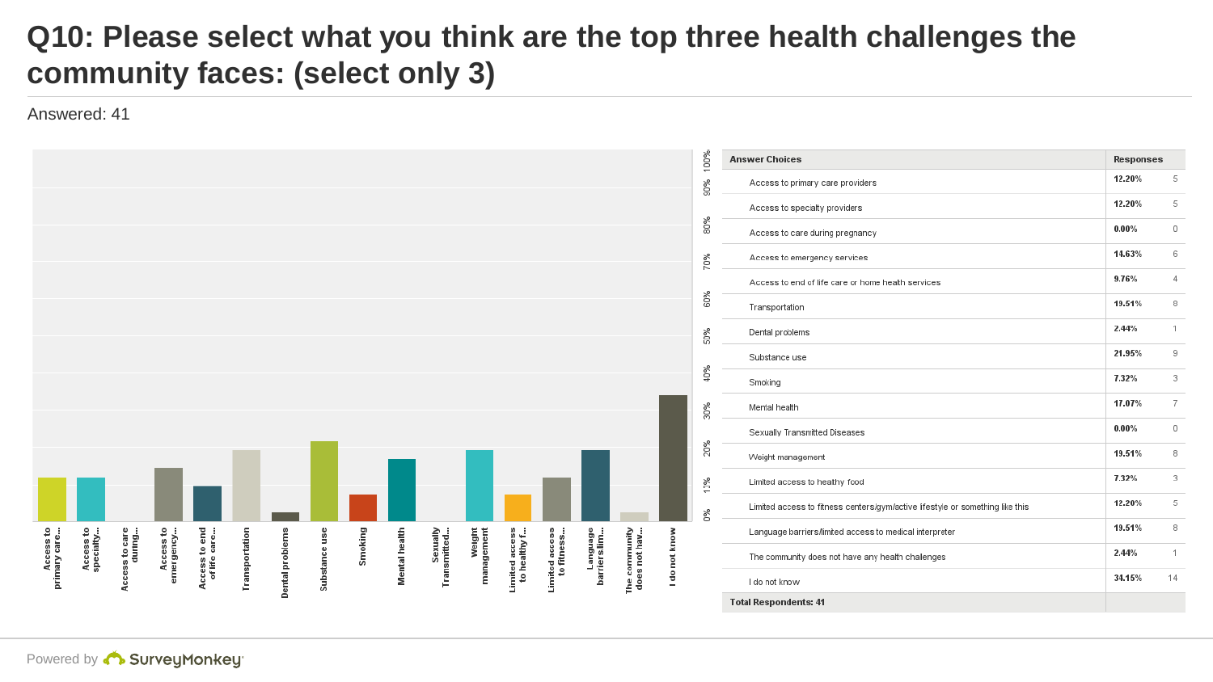# Q10: Please select what you think are the top three health challenges the community faces: (select only 3)

Answered: 41

| Answer Choices | Responses | |
|---|---|---|
| Access to primary care providers | 12.20% | 5 |
| Access to specialty providers | 12.20% | 5 |
| Access to care during pregnancy | 0.00% | 0 |
| Access to emergency services | 14.63% | 6 |
| Access to end of life care or home health services | 9.76% | 4 |
| Transportation | 19.51% | 8 |
| Dental problems | 2.44% | 1 |
| Substance use | 21.95% | 9 |
| Smoking | 7.32% | 3 |
| Mental health | 17.07% | 7 |
| Sexually Transmitted Diseases | 0.00% | 0 |
| Weight management | 19.51% | 8 |
| Limited access to healthy food | 7.32% | 3 |
| Limited access to fitness centers/gym/active lifestyle or something like this | 12.20% | 5 |
| Language barriers/limited access to medical interpreter | 19.51% | 8 |
| The community does not have any health challenges | 2.44% | 1 |
| I do not know | 34.15% | 14 |
| **Total Respondents: 41** | | |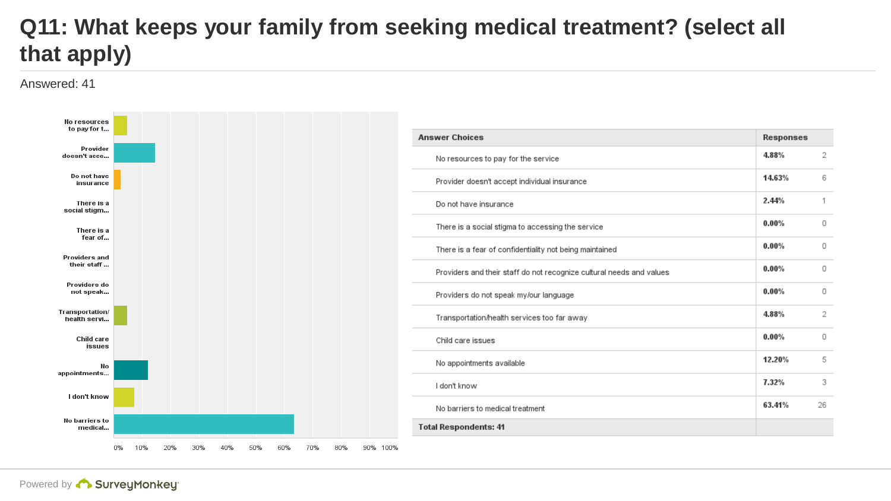# Q11: What keeps your family from seeking medical treatment? (select all that apply)

Answered: 41

| Answer Choices | Responses | |
|---|---|---|
| No resources to pay for the service | 4.88% | 2 |
| Provider doesn't accept individual insurance | 14.63% | 6 |
| Do not have insurance | 2.44% | 1 |
| There is a social stigma to accessing the service | 0.00% | 0 |
| There is a fear of confidentiality not being maintained | 0.00% | 0 |
| Providers and their staff do not recognize cultural needs and values | 0.00% | 0 |
| Providers do not speak my/our language | 0.00% | 0 |
| Transportation/health services too far away | 4.88% | 2 |
| Child care issues | 0.00% | 0 |
| No appointments available | 12.20% | 5 |
| I don't know | 7.32% | 3 |
| No barriers to medical treatment | 63.41% | 26 |
| **Total Respondents: 41** | | |

Powered by SurveyMonkey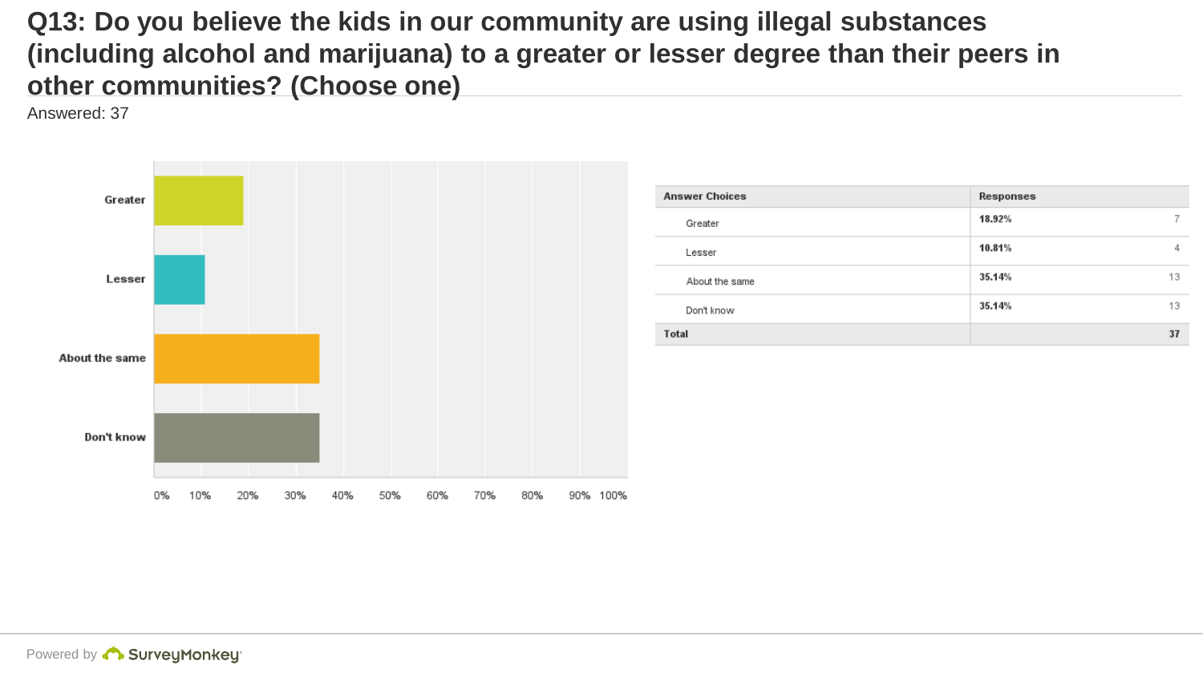# Q13: Do you believe the kids in our community are using illegal substances (including alcohol and marijuana) to a greater or lesser degree than their peers in other communities? (Choose one)

Answered: 37

| Answer Choices | Responses | |
|---|---|---|
| Greater | 18.92% | 7 |
| Lesser | 10.81% | 4 |
| About the same | 35.14% | 13 |
| Don't know | 35.14% | 13 |
| **Total** | | **37** |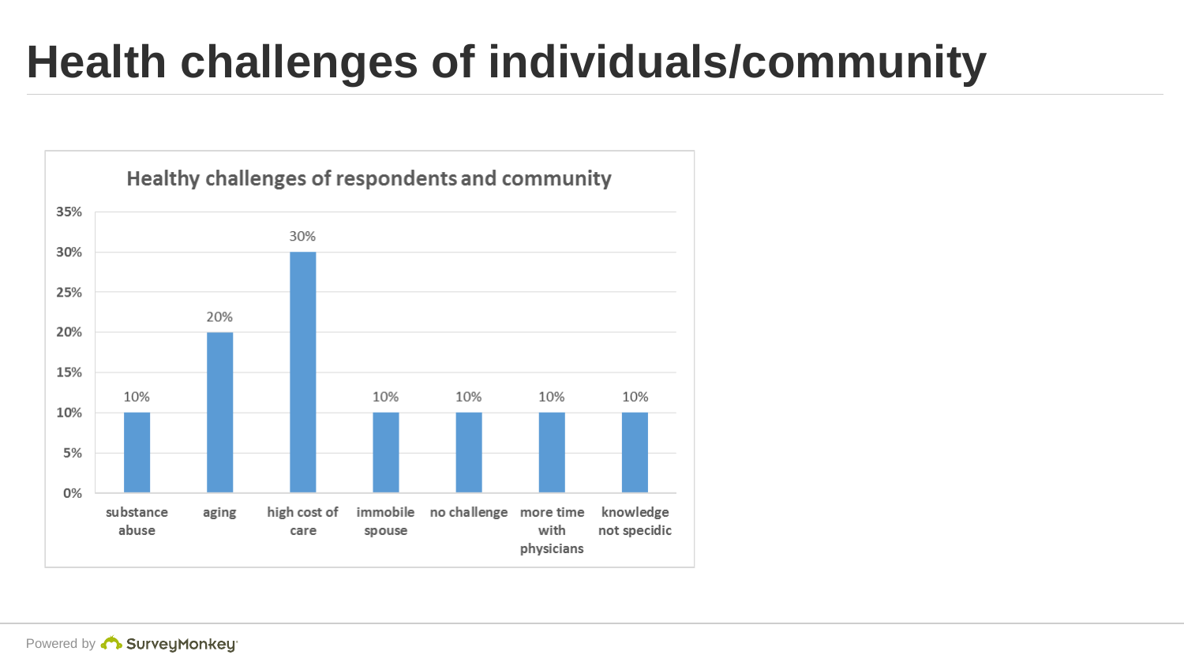# Health challenges of individuals/community

**Healthy challenges of respondents and community**

| Challenge | Percentage |
|---|---|
| substance abuse | 10% |
| aging | 20% |
| high cost of care | 30% |
| immobile spouse | 10% |
| no challenge | 10% |
| more time with physicians | 10% |
| knowledge not specidic | 10% |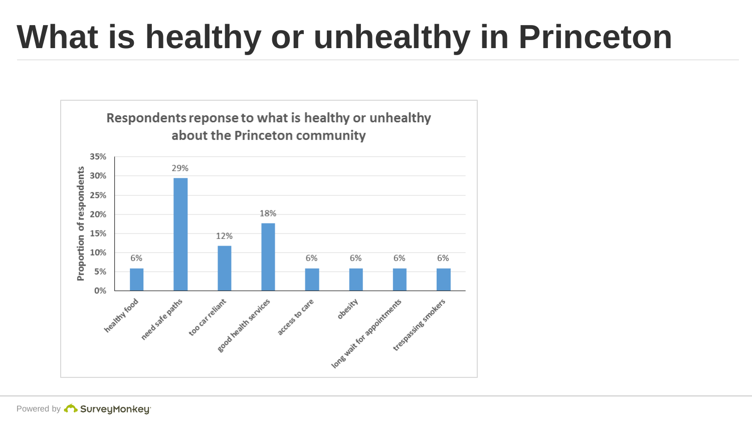# What is healthy or unhealthy in Princeton

**Respondents reponse to what is healthy or unhealthy about the Princeton community**

| Response | Proportion of respondents |
|---|---|
| healthy food | 6% |
| need safe paths | 29% |
| too car reliant | 12% |
| good health services | 18% |
| access to care | 6% |
| obesity | 6% |
| long wait for appointments | 6% |
| trespassing smokers | 6% |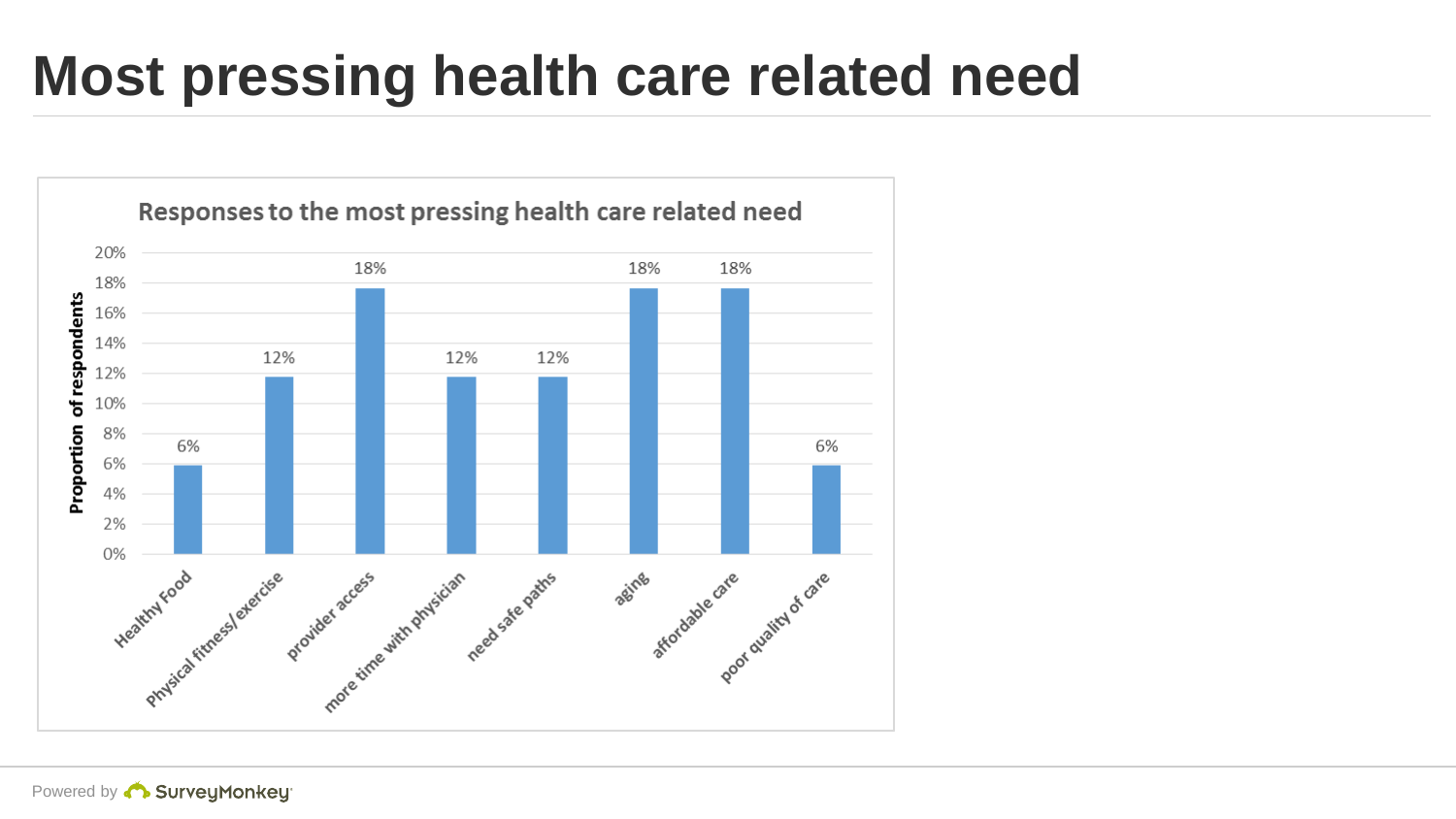# Most pressing health care related need

**Responses to the most pressing health care related need**

| Response | Proportion of respondents |
| --- | --- |
| Healthy Food | 6% |
| Physical fitness/ exercise | 12% |
| provider access | 18% |
| more time with physician | 12% |
| need safe paths | 12% |
| aging | 18% |
| affordable care | 18% |
| poor quality of care | 6% |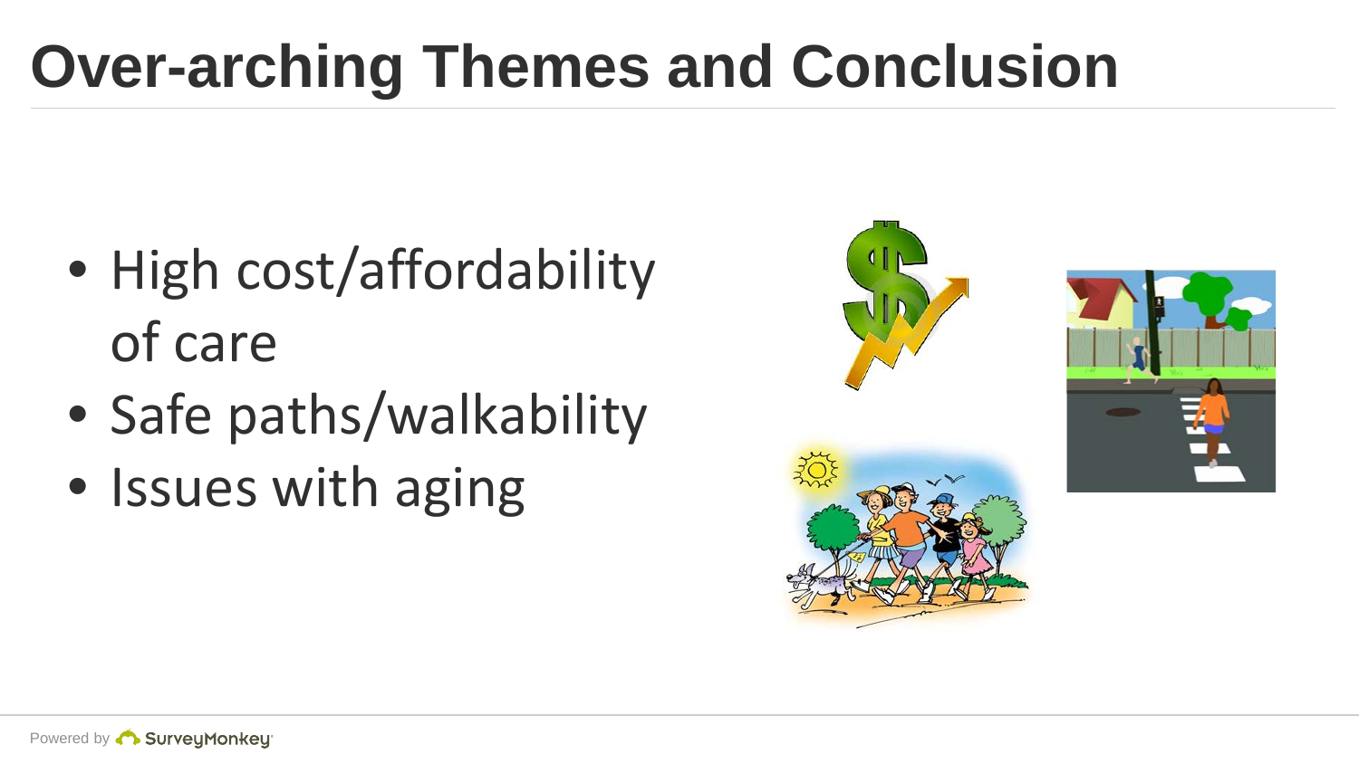# Over-arching Themes and Conclusion

- High cost/affordability of care
- Safe paths/walkability
- Issues with aging